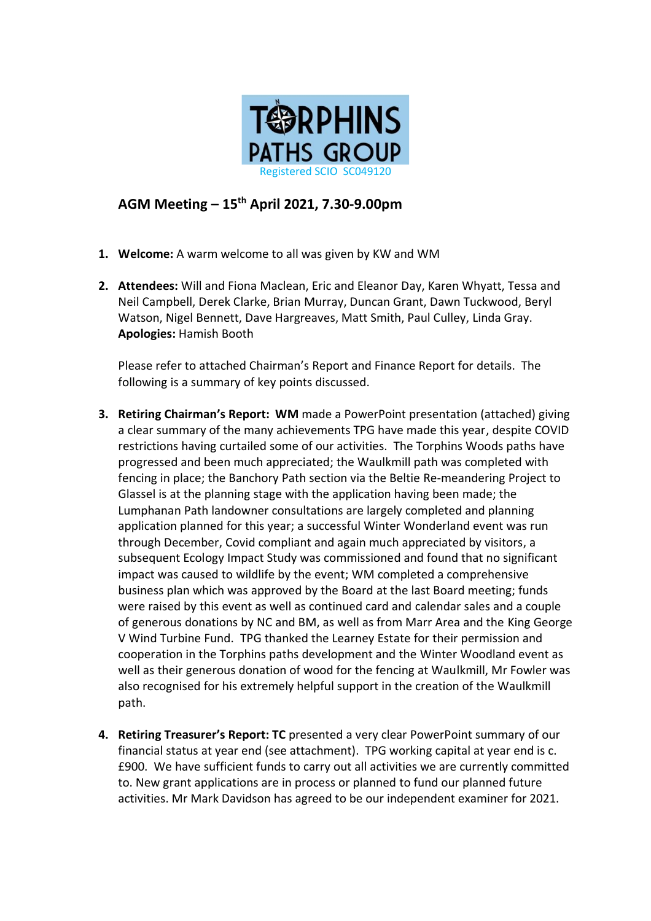TORPHINS PATHS GROUP

Registered SCIO SC049120

## AGM Meeting – 15th April 2021, 7.30-9.00pm

1. **Welcome:** A warm welcome to all was given by KW and WM

2. **Attendees:** Will and Fiona Maclean, Eric and Eleanor Day, Karen Whyatt, Tessa and Neil Campbell, Derek Clarke, Brian Murray, Duncan Grant, Dawn Tuckwood, Beryl Watson, Nigel Bennett, Dave Hargreaves, Matt Smith, Paul Culley, Linda Gray.
   **Apologies:** Hamish Booth

   Please refer to attached Chairman's Report and Finance Report for details. The following is a summary of key points discussed.

3. **Retiring Chairman's Report: WM** made a PowerPoint presentation (attached) giving a clear summary of the many achievements TPG have made this year, despite COVID restrictions having curtailed some of our activities. The Torphins Woods paths have progressed and been much appreciated; the Waulkmill path was completed with fencing in place; the Banchory Path section via the Beltie Re-meandering Project to Glassel is at the planning stage with the application having been made; the Lumphanan Path landowner consultations are largely completed and planning application planned for this year; a successful Winter Wonderland event was run through December, Covid compliant and again much appreciated by visitors, a subsequent Ecology Impact Study was commissioned and found that no significant impact was caused to wildlife by the event; WM completed a comprehensive business plan which was approved by the Board at the last Board meeting; funds were raised by this event as well as continued card and calendar sales and a couple of generous donations by NC and BM, as well as from Marr Area and the King George V Wind Turbine Fund. TPG thanked the Learney Estate for their permission and cooperation in the Torphins paths development and the Winter Woodland event as well as their generous donation of wood for the fencing at Waulkmill, Mr Fowler was also recognised for his extremely helpful support in the creation of the Waulkmill path.

4. **Retiring Treasurer's Report: TC** presented a very clear PowerPoint summary of our financial status at year end (see attachment). TPG working capital at year end is c. £900. We have sufficient funds to carry out all activities we are currently committed to. New grant applications are in process or planned to fund our planned future activities. Mr Mark Davidson has agreed to be our independent examiner for 2021.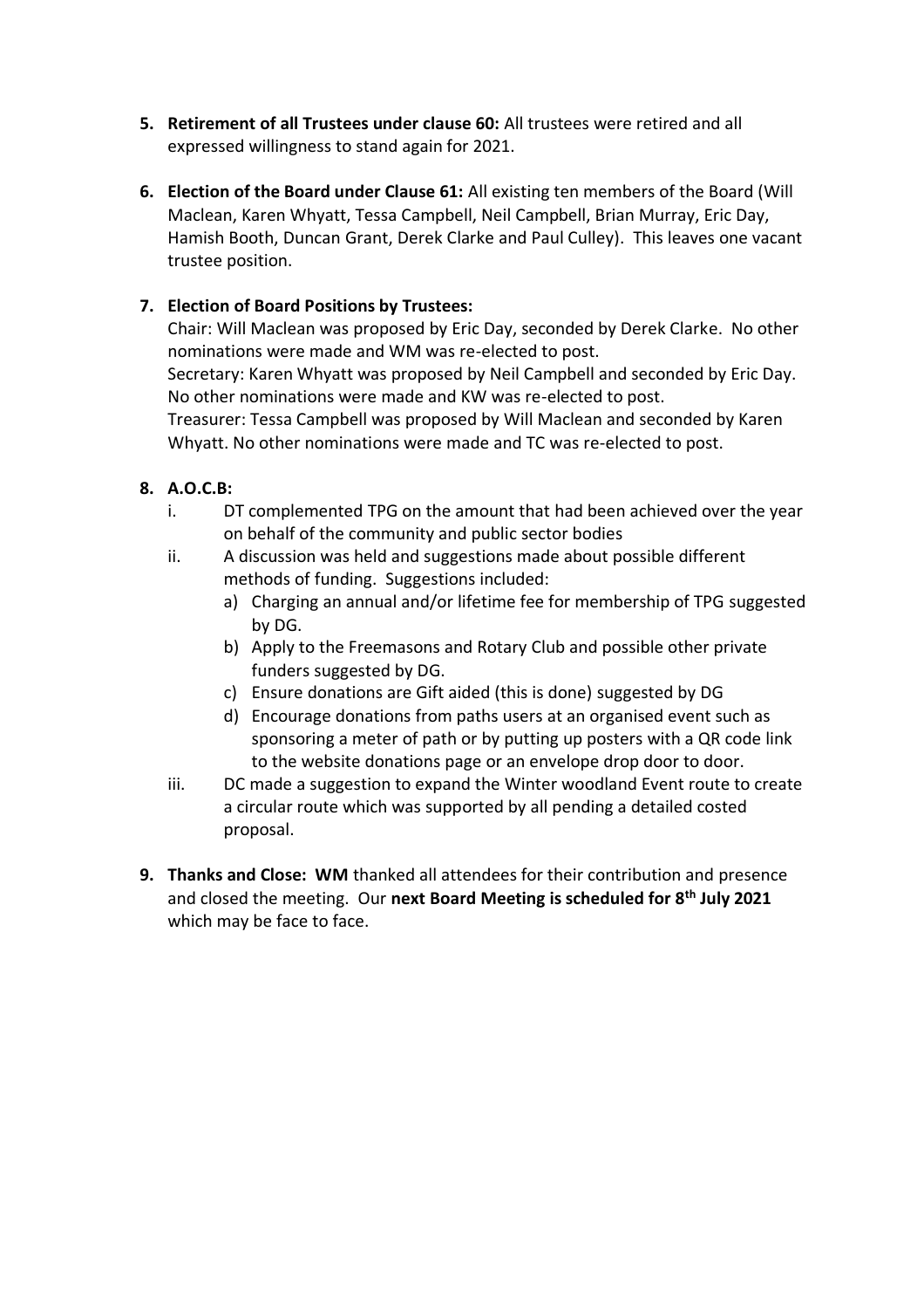5. **Retirement of all Trustees under clause 60:** All trustees were retired and all expressed willingness to stand again for 2021.

6. **Election of the Board under Clause 61:** All existing ten members of the Board (Will Maclean, Karen Whyatt, Tessa Campbell, Neil Campbell, Brian Murray, Eric Day, Hamish Booth, Duncan Grant, Derek Clarke and Paul Culley). This leaves one vacant trustee position.

7. **Election of Board Positions by Trustees:**
   Chair: Will Maclean was proposed by Eric Day, seconded by Derek Clarke. No other nominations were made and WM was re-elected to post.
   Secretary: Karen Whyatt was proposed by Neil Campbell and seconded by Eric Day. No other nominations were made and KW was re-elected to post.
   Treasurer: Tessa Campbell was proposed by Will Maclean and seconded by Karen Whyatt. No other nominations were made and TC was re-elected to post.

8. **A.O.C.B:**
   i. DT complemented TPG on the amount that had been achieved over the year on behalf of the community and public sector bodies
   ii. A discussion was held and suggestions made about possible different methods of funding. Suggestions included:
      a) Charging an annual and/or lifetime fee for membership of TPG suggested by DG.
      b) Apply to the Freemasons and Rotary Club and possible other private funders suggested by DG.
      c) Ensure donations are Gift aided (this is done) suggested by DG
      d) Encourage donations from paths users at an organised event such as sponsoring a meter of path or by putting up posters with a QR code link to the website donations page or an envelope drop door to door.
   iii. DC made a suggestion to expand the Winter woodland Event route to create a circular route which was supported by all pending a detailed costed proposal.

9. **Thanks and Close: WM** thanked all attendees for their contribution and presence and closed the meeting. Our **next Board Meeting is scheduled for 8th July 2021** which may be face to face.